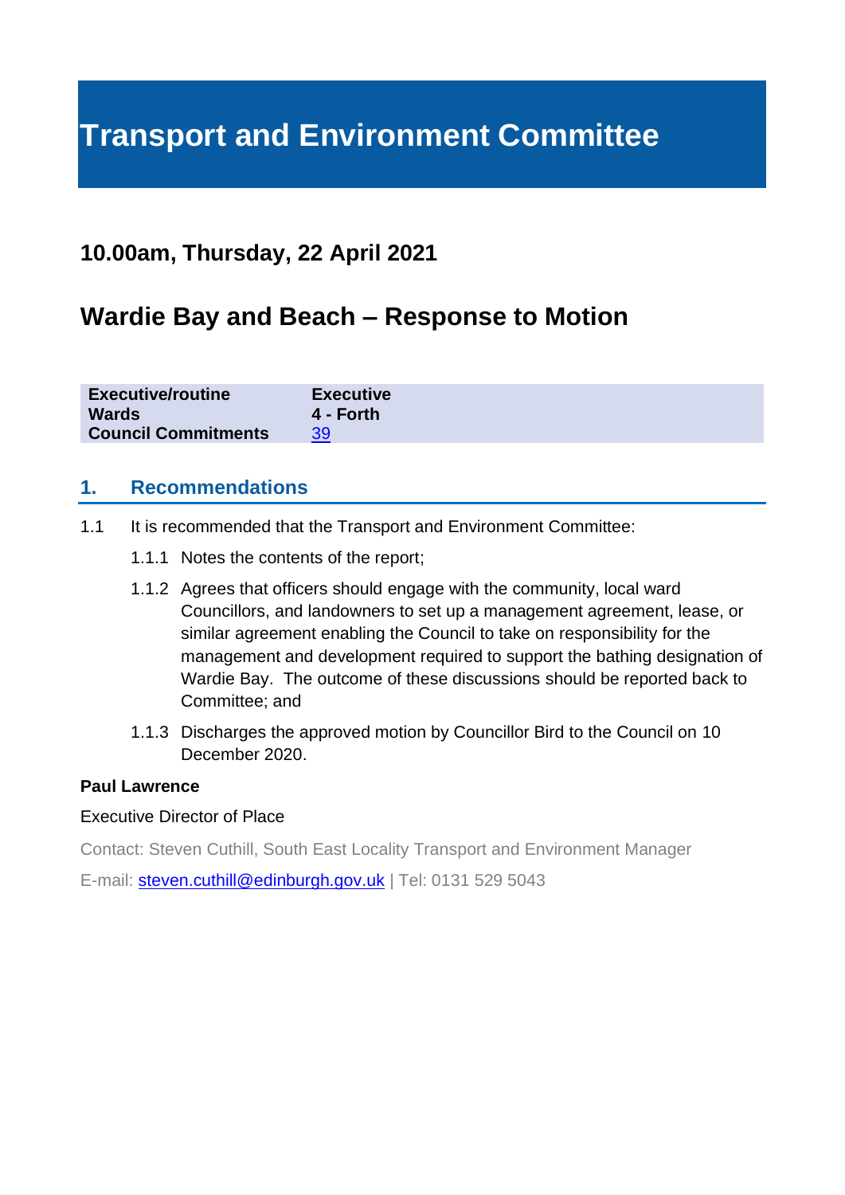# Transport and Environment Committee

## 10.00am, Thursday, 22 April 2021

## Wardie Bay and Beach – Response to Motion

| | |
|---|---|
| **Executive/routine** | **Executive** |
| **Wards** | **4 - Forth** |
| **Council Commitments** | 39 |

### 1. Recommendations

1.1 It is recommended that the Transport and Environment Committee:

1.1.1 Notes the contents of the report;

1.1.2 Agrees that officers should engage with the community, local ward Councillors, and landowners to set up a management agreement, lease, or similar agreement enabling the Council to take on responsibility for the management and development required to support the bathing designation of Wardie Bay. The outcome of these discussions should be reported back to Committee; and

1.1.3 Discharges the approved motion by Councillor Bird to the Council on 10 December 2020.

**Paul Lawrence**

Executive Director of Place

Contact: Steven Cuthill, South East Locality Transport and Environment Manager

E-mail: steven.cuthill@edinburgh.gov.uk | Tel: 0131 529 5043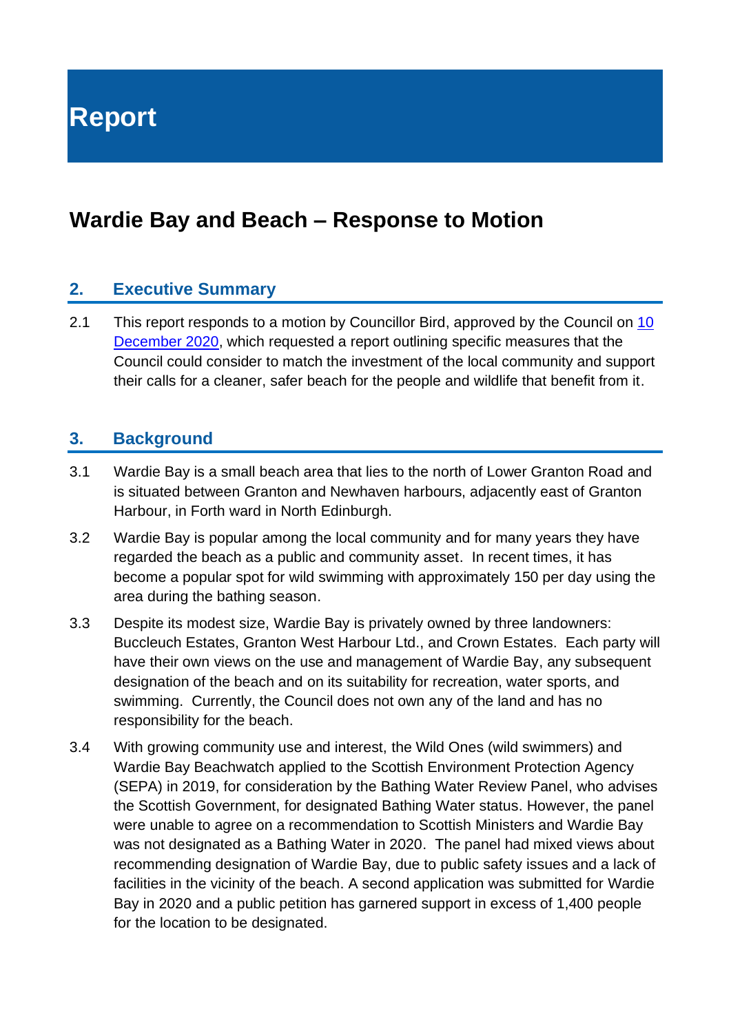# Report

## Wardie Bay and Beach – Response to Motion

### 2. Executive Summary

2.1 This report responds to a motion by Councillor Bird, approved by the Council on 10 December 2020, which requested a report outlining specific measures that the Council could consider to match the investment of the local community and support their calls for a cleaner, safer beach for the people and wildlife that benefit from it.

### 3. Background

3.1 Wardie Bay is a small beach area that lies to the north of Lower Granton Road and is situated between Granton and Newhaven harbours, adjacently east of Granton Harbour, in Forth ward in North Edinburgh.

3.2 Wardie Bay is popular among the local community and for many years they have regarded the beach as a public and community asset. In recent times, it has become a popular spot for wild swimming with approximately 150 per day using the area during the bathing season.

3.3 Despite its modest size, Wardie Bay is privately owned by three landowners: Buccleuch Estates, Granton West Harbour Ltd., and Crown Estates. Each party will have their own views on the use and management of Wardie Bay, any subsequent designation of the beach and on its suitability for recreation, water sports, and swimming. Currently, the Council does not own any of the land and has no responsibility for the beach.

3.4 With growing community use and interest, the Wild Ones (wild swimmers) and Wardie Bay Beachwatch applied to the Scottish Environment Protection Agency (SEPA) in 2019, for consideration by the Bathing Water Review Panel, who advises the Scottish Government, for designated Bathing Water status. However, the panel were unable to agree on a recommendation to Scottish Ministers and Wardie Bay was not designated as a Bathing Water in 2020. The panel had mixed views about recommending designation of Wardie Bay, due to public safety issues and a lack of facilities in the vicinity of the beach. A second application was submitted for Wardie Bay in 2020 and a public petition has garnered support in excess of 1,400 people for the location to be designated.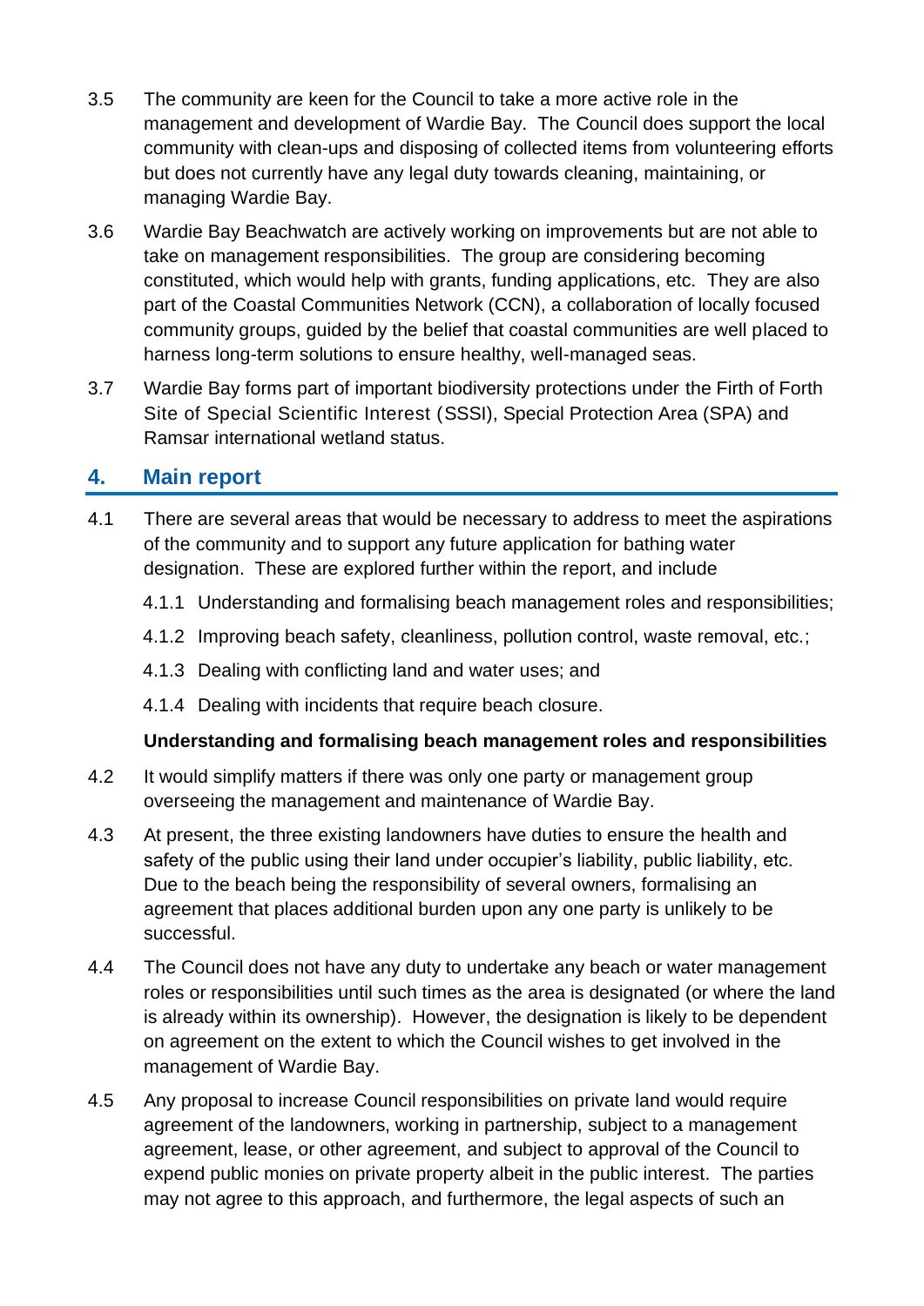3.5 The community are keen for the Council to take a more active role in the management and development of Wardie Bay. The Council does support the local community with clean-ups and disposing of collected items from volunteering efforts but does not currently have any legal duty towards cleaning, maintaining, or managing Wardie Bay.

3.6 Wardie Bay Beachwatch are actively working on improvements but are not able to take on management responsibilities. The group are considering becoming constituted, which would help with grants, funding applications, etc. They are also part of the Coastal Communities Network (CCN), a collaboration of locally focused community groups, guided by the belief that coastal communities are well placed to harness long-term solutions to ensure healthy, well-managed seas.

3.7 Wardie Bay forms part of important biodiversity protections under the Firth of Forth Site of Special Scientific Interest (SSSI), Special Protection Area (SPA) and Ramsar international wetland status.

## 4. Main report

4.1 There are several areas that would be necessary to address to meet the aspirations of the community and to support any future application for bathing water designation. These are explored further within the report, and include

4.1.1 Understanding and formalising beach management roles and responsibilities;

4.1.2 Improving beach safety, cleanliness, pollution control, waste removal, etc.;

4.1.3 Dealing with conflicting land and water uses; and

4.1.4 Dealing with incidents that require beach closure.

**Understanding and formalising beach management roles and responsibilities**

4.2 It would simplify matters if there was only one party or management group overseeing the management and maintenance of Wardie Bay.

4.3 At present, the three existing landowners have duties to ensure the health and safety of the public using their land under occupier's liability, public liability, etc. Due to the beach being the responsibility of several owners, formalising an agreement that places additional burden upon any one party is unlikely to be successful.

4.4 The Council does not have any duty to undertake any beach or water management roles or responsibilities until such times as the area is designated (or where the land is already within its ownership). However, the designation is likely to be dependent on agreement on the extent to which the Council wishes to get involved in the management of Wardie Bay.

4.5 Any proposal to increase Council responsibilities on private land would require agreement of the landowners, working in partnership, subject to a management agreement, lease, or other agreement, and subject to approval of the Council to expend public monies on private property albeit in the public interest. The parties may not agree to this approach, and furthermore, the legal aspects of such an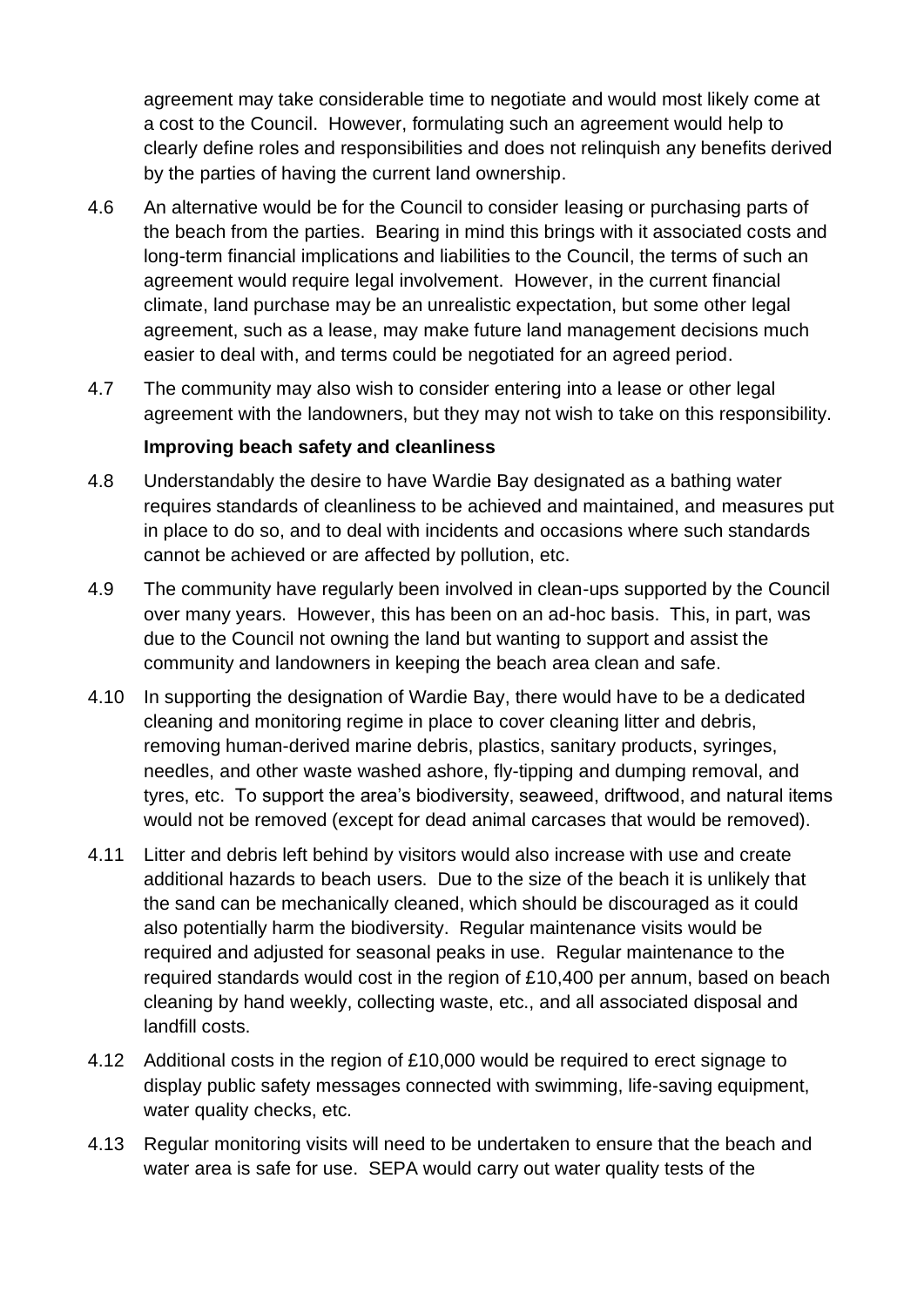agreement may take considerable time to negotiate and would most likely come at a cost to the Council. However, formulating such an agreement would help to clearly define roles and responsibilities and does not relinquish any benefits derived by the parties of having the current land ownership.

4.6 An alternative would be for the Council to consider leasing or purchasing parts of the beach from the parties. Bearing in mind this brings with it associated costs and long-term financial implications and liabilities to the Council, the terms of such an agreement would require legal involvement. However, in the current financial climate, land purchase may be an unrealistic expectation, but some other legal agreement, such as a lease, may make future land management decisions much easier to deal with, and terms could be negotiated for an agreed period.

4.7 The community may also wish to consider entering into a lease or other legal agreement with the landowners, but they may not wish to take on this responsibility.

**Improving beach safety and cleanliness**

4.8 Understandably the desire to have Wardie Bay designated as a bathing water requires standards of cleanliness to be achieved and maintained, and measures put in place to do so, and to deal with incidents and occasions where such standards cannot be achieved or are affected by pollution, etc.

4.9 The community have regularly been involved in clean-ups supported by the Council over many years. However, this has been on an ad-hoc basis. This, in part, was due to the Council not owning the land but wanting to support and assist the community and landowners in keeping the beach area clean and safe.

4.10 In supporting the designation of Wardie Bay, there would have to be a dedicated cleaning and monitoring regime in place to cover cleaning litter and debris, removing human-derived marine debris, plastics, sanitary products, syringes, needles, and other waste washed ashore, fly-tipping and dumping removal, and tyres, etc. To support the area's biodiversity, seaweed, driftwood, and natural items would not be removed (except for dead animal carcases that would be removed).

4.11 Litter and debris left behind by visitors would also increase with use and create additional hazards to beach users. Due to the size of the beach it is unlikely that the sand can be mechanically cleaned, which should be discouraged as it could also potentially harm the biodiversity. Regular maintenance visits would be required and adjusted for seasonal peaks in use. Regular maintenance to the required standards would cost in the region of £10,400 per annum, based on beach cleaning by hand weekly, collecting waste, etc., and all associated disposal and landfill costs.

4.12 Additional costs in the region of £10,000 would be required to erect signage to display public safety messages connected with swimming, life-saving equipment, water quality checks, etc.

4.13 Regular monitoring visits will need to be undertaken to ensure that the beach and water area is safe for use. SEPA would carry out water quality tests of the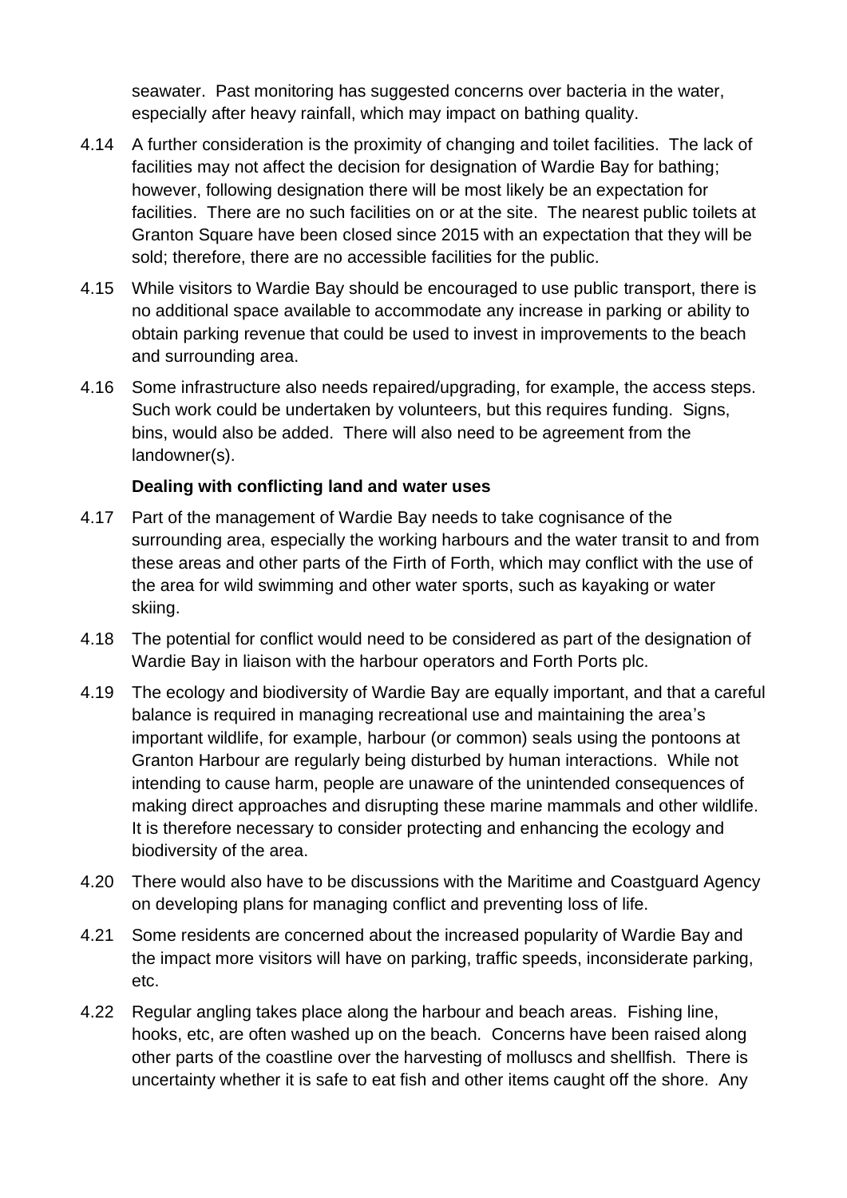seawater. Past monitoring has suggested concerns over bacteria in the water, especially after heavy rainfall, which may impact on bathing quality.

4.14 A further consideration is the proximity of changing and toilet facilities. The lack of facilities may not affect the decision for designation of Wardie Bay for bathing; however, following designation there will be most likely be an expectation for facilities. There are no such facilities on or at the site. The nearest public toilets at Granton Square have been closed since 2015 with an expectation that they will be sold; therefore, there are no accessible facilities for the public.

4.15 While visitors to Wardie Bay should be encouraged to use public transport, there is no additional space available to accommodate any increase in parking or ability to obtain parking revenue that could be used to invest in improvements to the beach and surrounding area.

4.16 Some infrastructure also needs repaired/upgrading, for example, the access steps. Such work could be undertaken by volunteers, but this requires funding. Signs, bins, would also be added. There will also need to be agreement from the landowner(s).

**Dealing with conflicting land and water uses**

4.17 Part of the management of Wardie Bay needs to take cognisance of the surrounding area, especially the working harbours and the water transit to and from these areas and other parts of the Firth of Forth, which may conflict with the use of the area for wild swimming and other water sports, such as kayaking or water skiing.

4.18 The potential for conflict would need to be considered as part of the designation of Wardie Bay in liaison with the harbour operators and Forth Ports plc.

4.19 The ecology and biodiversity of Wardie Bay are equally important, and that a careful balance is required in managing recreational use and maintaining the area's important wildlife, for example, harbour (or common) seals using the pontoons at Granton Harbour are regularly being disturbed by human interactions. While not intending to cause harm, people are unaware of the unintended consequences of making direct approaches and disrupting these marine mammals and other wildlife. It is therefore necessary to consider protecting and enhancing the ecology and biodiversity of the area.

4.20 There would also have to be discussions with the Maritime and Coastguard Agency on developing plans for managing conflict and preventing loss of life.

4.21 Some residents are concerned about the increased popularity of Wardie Bay and the impact more visitors will have on parking, traffic speeds, inconsiderate parking, etc.

4.22 Regular angling takes place along the harbour and beach areas. Fishing line, hooks, etc, are often washed up on the beach. Concerns have been raised along other parts of the coastline over the harvesting of molluscs and shellfish. There is uncertainty whether it is safe to eat fish and other items caught off the shore. Any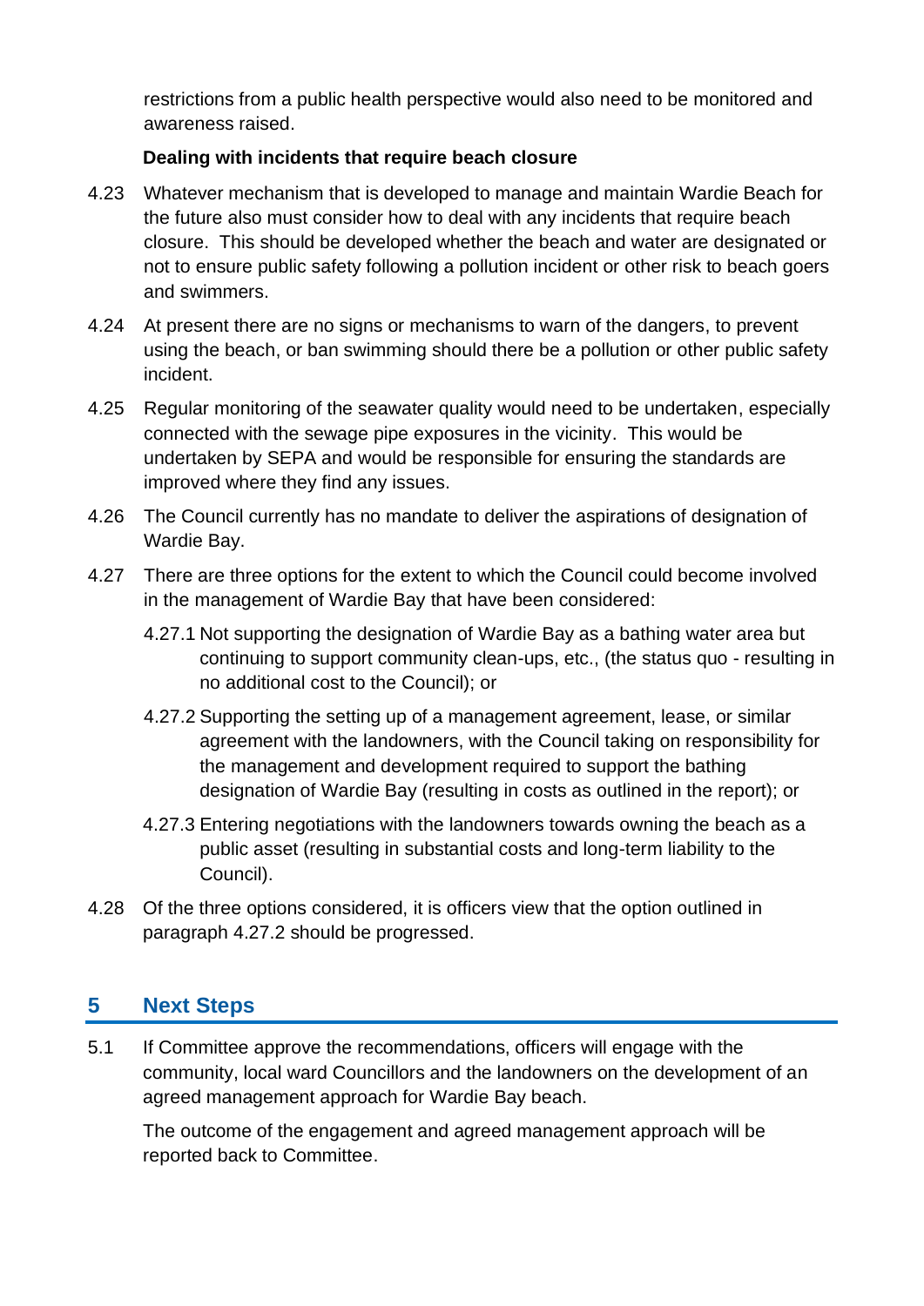restrictions from a public health perspective would also need to be monitored and awareness raised.

**Dealing with incidents that require beach closure**

4.23 Whatever mechanism that is developed to manage and maintain Wardie Beach for the future also must consider how to deal with any incidents that require beach closure. This should be developed whether the beach and water are designated or not to ensure public safety following a pollution incident or other risk to beach goers and swimmers.

4.24 At present there are no signs or mechanisms to warn of the dangers, to prevent using the beach, or ban swimming should there be a pollution or other public safety incident.

4.25 Regular monitoring of the seawater quality would need to be undertaken, especially connected with the sewage pipe exposures in the vicinity. This would be undertaken by SEPA and would be responsible for ensuring the standards are improved where they find any issues.

4.26 The Council currently has no mandate to deliver the aspirations of designation of Wardie Bay.

4.27 There are three options for the extent to which the Council could become involved in the management of Wardie Bay that have been considered:

4.27.1 Not supporting the designation of Wardie Bay as a bathing water area but continuing to support community clean-ups, etc., (the status quo - resulting in no additional cost to the Council); or

4.27.2 Supporting the setting up of a management agreement, lease, or similar agreement with the landowners, with the Council taking on responsibility for the management and development required to support the bathing designation of Wardie Bay (resulting in costs as outlined in the report); or

4.27.3 Entering negotiations with the landowners towards owning the beach as a public asset (resulting in substantial costs and long-term liability to the Council).

4.28 Of the three options considered, it is officers view that the option outlined in paragraph 4.27.2 should be progressed.

## 5 Next Steps

5.1 If Committee approve the recommendations, officers will engage with the community, local ward Councillors and the landowners on the development of an agreed management approach for Wardie Bay beach.

The outcome of the engagement and agreed management approach will be reported back to Committee.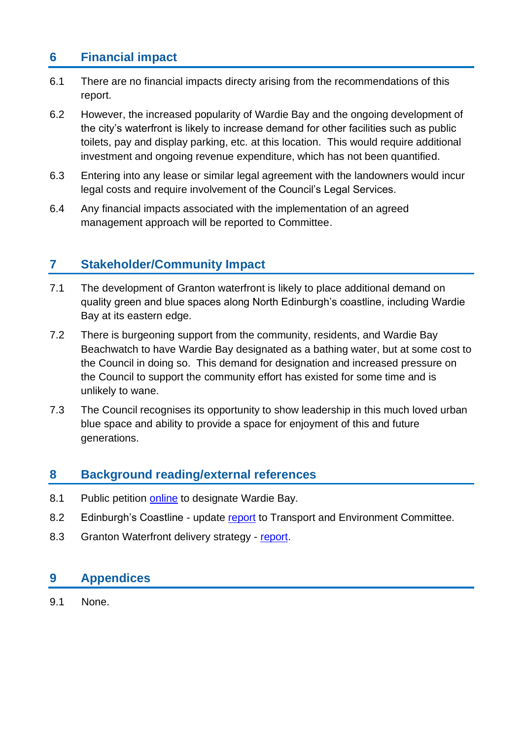## 6 Financial impact

6.1 There are no financial impacts directy arising from the recommendations of this report.

6.2 However, the increased popularity of Wardie Bay and the ongoing development of the city's waterfront is likely to increase demand for other facilities such as public toilets, pay and display parking, etc. at this location. This would require additional investment and ongoing revenue expenditure, which has not been quantified.

6.3 Entering into any lease or similar legal agreement with the landowners would incur legal costs and require involvement of the Council's Legal Services.

6.4 Any financial impacts associated with the implementation of an agreed management approach will be reported to Committee.

## 7 Stakeholder/Community Impact

7.1 The development of Granton waterfront is likely to place additional demand on quality green and blue spaces along North Edinburgh's coastline, including Wardie Bay at its eastern edge.

7.2 There is burgeoning support from the community, residents, and Wardie Bay Beachwatch to have Wardie Bay designated as a bathing water, but at some cost to the Council in doing so. This demand for designation and increased pressure on the Council to support the community effort has existed for some time and is unlikely to wane.

7.3 The Council recognises its opportunity to show leadership in this much loved urban blue space and ability to provide a space for enjoyment of this and future generations.

## 8 Background reading/external references

8.1 Public petition online to designate Wardie Bay.

8.2 Edinburgh's Coastline - update report to Transport and Environment Committee.

8.3 Granton Waterfront delivery strategy - report.

## 9 Appendices

9.1 None.